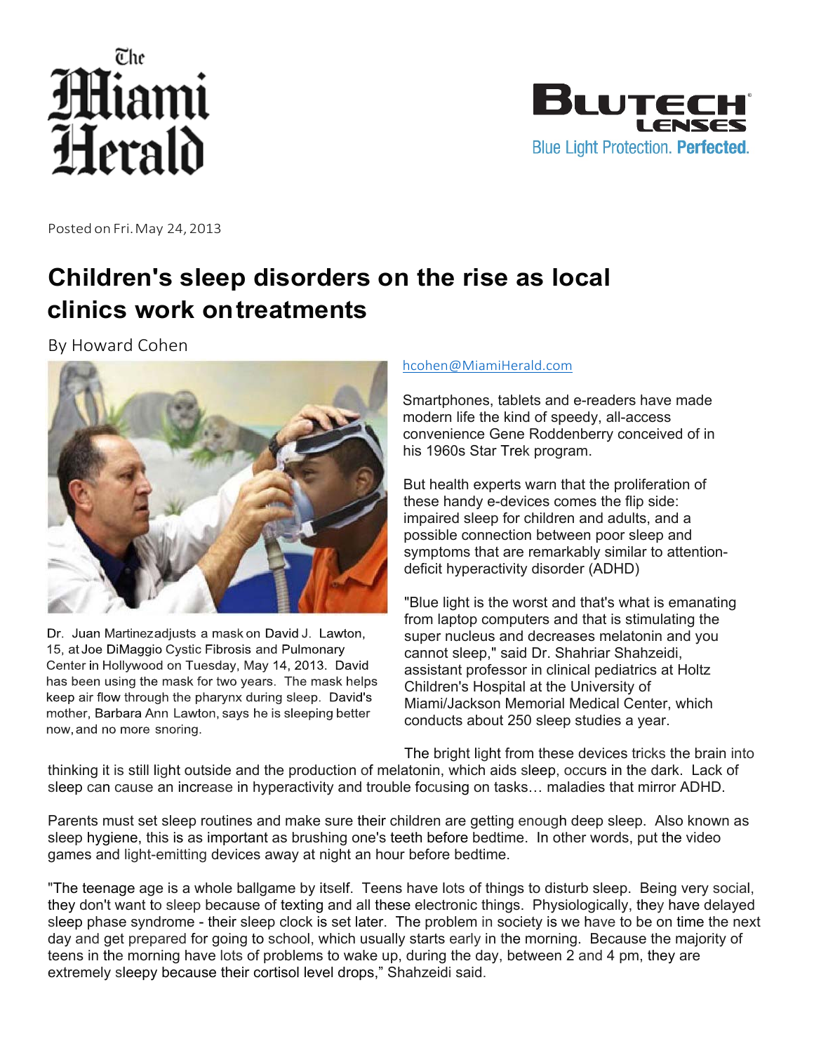The Miami Herald

BLUTECH LENSES
Blue Light Protection. **Perfected.**

Posted on Fri. May 24, 2013

# Children's sleep disorders on the rise as local clinics work on treatments

By Howard Cohen

hcohen@MiamiHerald.com

Dr. Juan Martinez adjusts a mask on David J. Lawton, 15, at Joe DiMaggio Cystic Fibrosis and Pulmonary Center in Hollywood on Tuesday, May 14, 2013. David has been using the mask for two years. The mask helps keep air flow through the pharynx during sleep. David's mother, Barbara Ann Lawton, says he is sleeping better now, and no more snoring.

Smartphones, tablets and e-readers have made modern life the kind of speedy, all-access convenience Gene Roddenberry conceived of in his 1960s Star Trek program.

But health experts warn that the proliferation of these handy e-devices comes the flip side: impaired sleep for children and adults, and a possible connection between poor sleep and symptoms that are remarkably similar to attention-deficit hyperactivity disorder (ADHD)

"Blue light is the worst and that's what is emanating from laptop computers and that is stimulating the super nucleus and decreases melatonin and you cannot sleep," said Dr. Shahriar Shahzeidi, assistant professor in clinical pediatrics at Holtz Children's Hospital at the University of Miami/Jackson Memorial Medical Center, which conducts about 250 sleep studies a year.

The bright light from these devices tricks the brain into thinking it is still light outside and the production of melatonin, which aids sleep, occurs in the dark. Lack of sleep can cause an increase in hyperactivity and trouble focusing on tasks… maladies that mirror ADHD.

Parents must set sleep routines and make sure their children are getting enough deep sleep. Also known as sleep hygiene, this is as important as brushing one's teeth before bedtime. In other words, put the video games and light-emitting devices away at night an hour before bedtime.

"The teenage age is a whole ballgame by itself. Teens have lots of things to disturb sleep. Being very social, they don't want to sleep because of texting and all these electronic things. Physiologically, they have delayed sleep phase syndrome - their sleep clock is set later. The problem in society is we have to be on time the next day and get prepared for going to school, which usually starts early in the morning. Because the majority of teens in the morning have lots of problems to wake up, during the day, between 2 and 4 pm, they are extremely sleepy because their cortisol level drops," Shahzeidi said.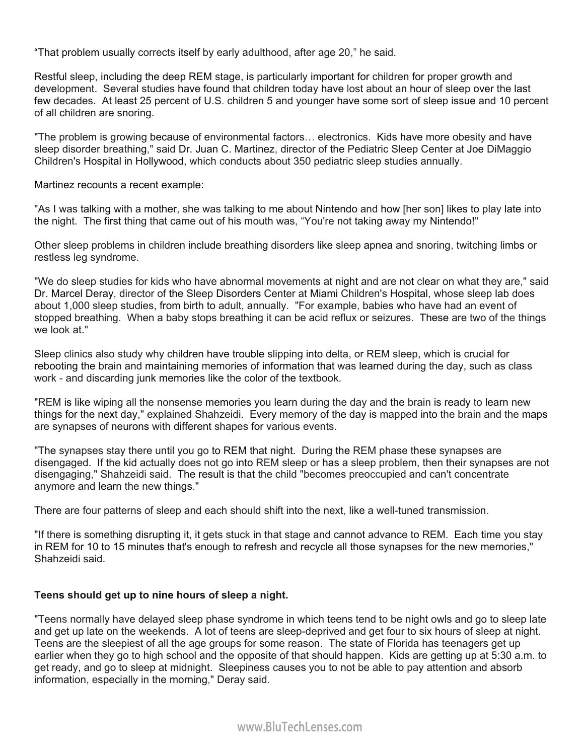“That problem usually corrects itself by early adulthood, after age 20,” he said.

Restful sleep, including the deep REM stage, is particularly important for children for proper growth and development. Several studies have found that children today have lost about an hour of sleep over the last few decades. At least 25 percent of U.S. children 5 and younger have some sort of sleep issue and 10 percent of all children are snoring.

"The problem is growing because of environmental factors… electronics. Kids have more obesity and have sleep disorder breathing," said Dr. Juan C. Martinez, director of the Pediatric Sleep Center at Joe DiMaggio Children's Hospital in Hollywood, which conducts about 350 pediatric sleep studies annually.

Martinez recounts a recent example:

"As I was talking with a mother, she was talking to me about Nintendo and how [her son] likes to play late into the night. The first thing that came out of his mouth was, “You're not taking away my Nintendo!"

Other sleep problems in children include breathing disorders like sleep apnea and snoring, twitching limbs or restless leg syndrome.

"We do sleep studies for kids who have abnormal movements at night and are not clear on what they are," said Dr. Marcel Deray, director of the Sleep Disorders Center at Miami Children's Hospital, whose sleep lab does about 1,000 sleep studies, from birth to adult, annually. "For example, babies who have had an event of stopped breathing. When a baby stops breathing it can be acid reflux or seizures. These are two of the things we look at."

Sleep clinics also study why children have trouble slipping into delta, or REM sleep, which is crucial for rebooting the brain and maintaining memories of information that was learned during the day, such as class work - and discarding junk memories like the color of the textbook.

"REM is like wiping all the nonsense memories you learn during the day and the brain is ready to learn new things for the next day," explained Shahzeidi. Every memory of the day is mapped into the brain and the maps are synapses of neurons with different shapes for various events.

"The synapses stay there until you go to REM that night. During the REM phase these synapses are disengaged. If the kid actually does not go into REM sleep or has a sleep problem, then their synapses are not disengaging," Shahzeidi said. The result is that the child "becomes preoccupied and can't concentrate anymore and learn the new things."

There are four patterns of sleep and each should shift into the next, like a well-tuned transmission.

"If there is something disrupting it, it gets stuck in that stage and cannot advance to REM. Each time you stay in REM for 10 to 15 minutes that's enough to refresh and recycle all those synapses for the new memories," Shahzeidi said.

**Teens should get up to nine hours of sleep a night.**

"Teens normally have delayed sleep phase syndrome in which teens tend to be night owls and go to sleep late and get up late on the weekends. A lot of teens are sleep-deprived and get four to six hours of sleep at night. Teens are the sleepiest of all the age groups for some reason. The state of Florida has teenagers get up earlier when they go to high school and the opposite of that should happen. Kids are getting up at 5:30 a.m. to get ready, and go to sleep at midnight. Sleepiness causes you to not be able to pay attention and absorb information, especially in the morning," Deray said.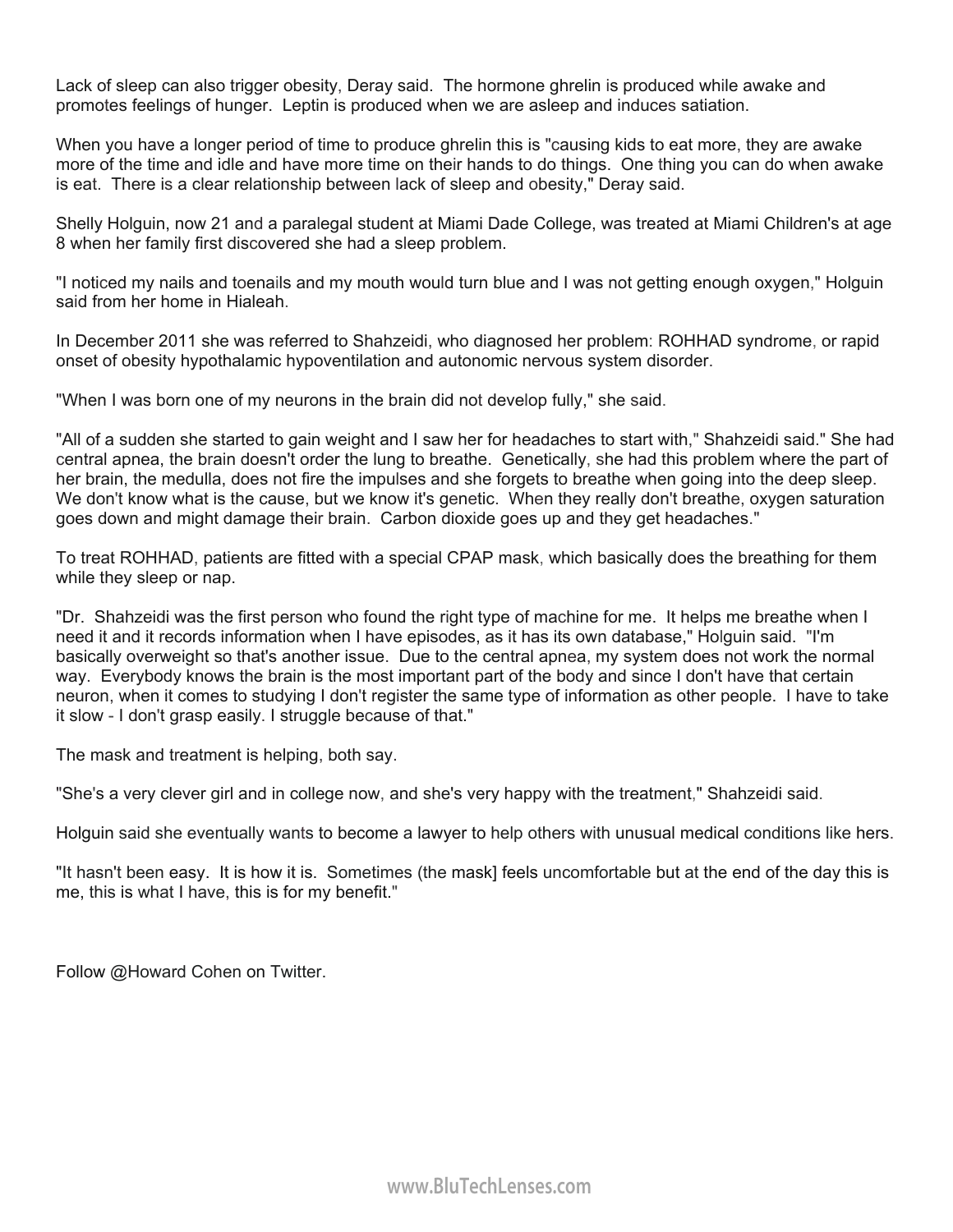Lack of sleep can also trigger obesity, Deray said. The hormone ghrelin is produced while awake and promotes feelings of hunger. Leptin is produced when we are asleep and induces satiation.

When you have a longer period of time to produce ghrelin this is "causing kids to eat more, they are awake more of the time and idle and have more time on their hands to do things. One thing you can do when awake is eat. There is a clear relationship between lack of sleep and obesity," Deray said.

Shelly Holguin, now 21 and a paralegal student at Miami Dade College, was treated at Miami Children's at age 8 when her family first discovered she had a sleep problem.

"I noticed my nails and toenails and my mouth would turn blue and I was not getting enough oxygen," Holguin said from her home in Hialeah.

In December 2011 she was referred to Shahzeidi, who diagnosed her problem: ROHHAD syndrome, or rapid onset of obesity hypothalamic hypoventilation and autonomic nervous system disorder.

"When I was born one of my neurons in the brain did not develop fully," she said.

"All of a sudden she started to gain weight and I saw her for headaches to start with," Shahzeidi said." She had central apnea, the brain doesn't order the lung to breathe. Genetically, she had this problem where the part of her brain, the medulla, does not fire the impulses and she forgets to breathe when going into the deep sleep. We don't know what is the cause, but we know it's genetic. When they really don't breathe, oxygen saturation goes down and might damage their brain. Carbon dioxide goes up and they get headaches."

To treat ROHHAD, patients are fitted with a special CPAP mask, which basically does the breathing for them while they sleep or nap.

"Dr. Shahzeidi was the first person who found the right type of machine for me. It helps me breathe when I need it and it records information when I have episodes, as it has its own database," Holguin said. "I'm basically overweight so that's another issue. Due to the central apnea, my system does not work the normal way. Everybody knows the brain is the most important part of the body and since I don't have that certain neuron, when it comes to studying I don't register the same type of information as other people. I have to take it slow - I don't grasp easily. I struggle because of that."

The mask and treatment is helping, both say.

"She's a very clever girl and in college now, and she's very happy with the treatment," Shahzeidi said.

Holguin said she eventually wants to become a lawyer to help others with unusual medical conditions like hers.

"It hasn't been easy. It is how it is. Sometimes (the mask] feels uncomfortable but at the end of the day this is me, this is what I have, this is for my benefit."

Follow @Howard Cohen on Twitter.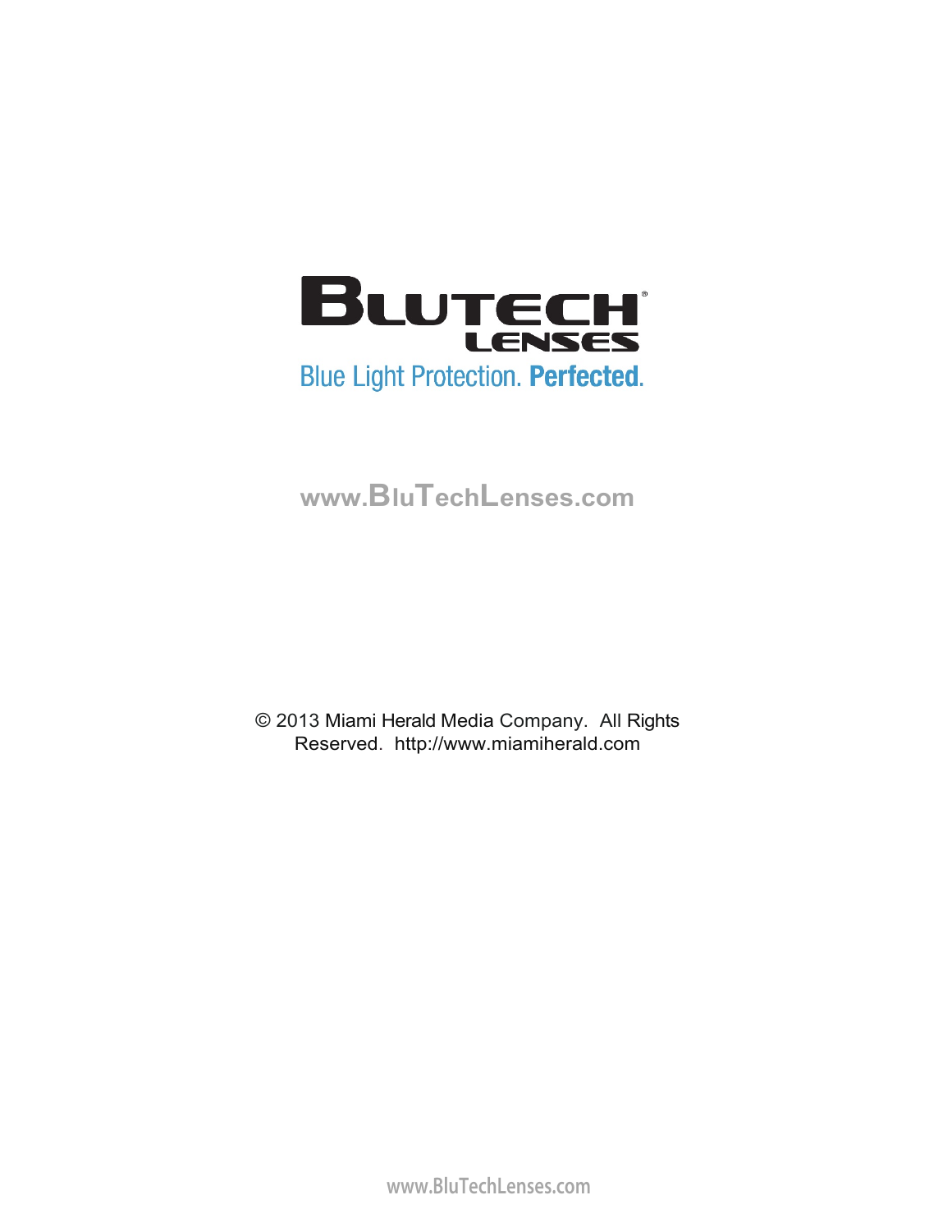BLUTECH®
LENSES

Blue Light Protection. **Perfected.**

www.BluTechLenses.com

© 2013 Miami Herald Media Company. All Rights Reserved. http://www.miamiherald.com